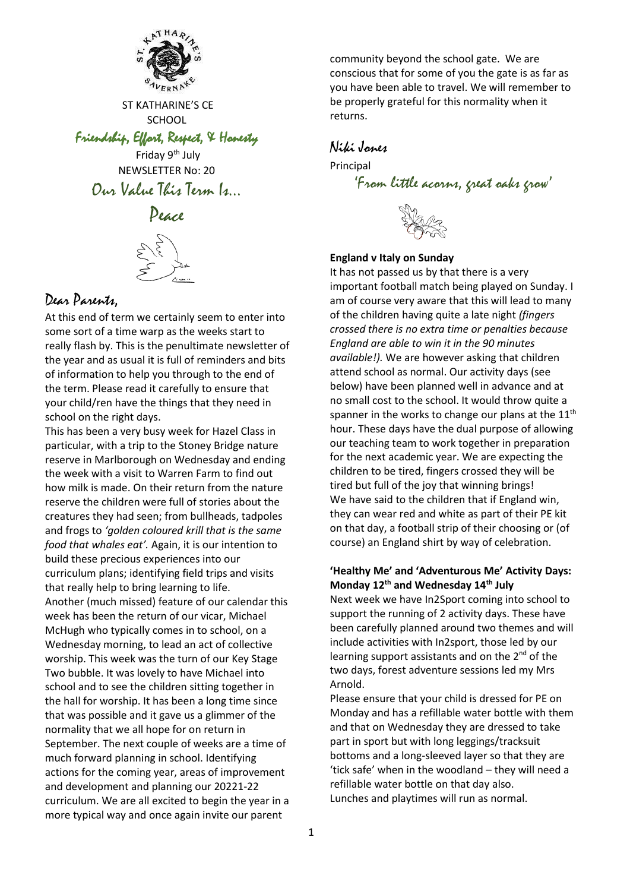ST KATHARINE'S CE SCHOOL

*Friendship, Effort, Respect, & Honesty*

Friday 9th July

NEWSLETTER No: 20

## Our Value This Term Is…

## Peace

## Dear Parents,

At this end of term we certainly seem to enter into some sort of a time warp as the weeks start to really flash by. This is the penultimate newsletter of the year and as usual it is full of reminders and bits of information to help you through to the end of the term. Please read it carefully to ensure that your child/ren have the things that they need in school on the right days.

This has been a very busy week for Hazel Class in particular, with a trip to the Stoney Bridge nature reserve in Marlborough on Wednesday and ending the week with a visit to Warren Farm to find out how milk is made. On their return from the nature reserve the children were full of stories about the creatures they had seen; from bullheads, tadpoles and frogs to *'golden coloured krill that is the same food that whales eat'.* Again, it is our intention to build these precious experiences into our curriculum plans; identifying field trips and visits that really help to bring learning to life.

Another (much missed) feature of our calendar this week has been the return of our vicar, Michael McHugh who typically comes in to school, on a Wednesday morning, to lead an act of collective worship. This week was the turn of our Key Stage Two bubble. It was lovely to have Michael into school and to see the children sitting together in the hall for worship. It has been a long time since that was possible and it gave us a glimmer of the normality that we all hope for on return in September. The next couple of weeks are a time of much forward planning in school. Identifying actions for the coming year, areas of improvement and development and planning our 20221-22 curriculum. We are all excited to begin the year in a more typical way and once again invite our parent community beyond the school gate. We are conscious that for some of you the gate is as far as you have been able to travel. We will remember to be properly grateful for this normality when it returns.

*Niki Jones*

Principal

*'From little acorns, great oaks grow'*

**England v Italy on Sunday**

It has not passed us by that there is a very important football match being played on Sunday. I am of course very aware that this will lead to many of the children having quite a late night *(fingers crossed there is no extra time or penalties because England are able to win it in the 90 minutes available!).* We are however asking that children attend school as normal. Our activity days (see below) have been planned well in advance and at no small cost to the school. It would throw quite a spanner in the works to change our plans at the 11th hour. These days have the dual purpose of allowing our teaching team to work together in preparation for the next academic year. We are expecting the children to be tired, fingers crossed they will be tired but full of the joy that winning brings!

We have said to the children that if England win, they can wear red and white as part of their PE kit on that day, a football strip of their choosing or (of course) an England shirt by way of celebration.

**'Healthy Me' and 'Adventurous Me' Activity Days: Monday 12th and Wednesday 14th July**

Next week we have In2Sport coming into school to support the running of 2 activity days. These have been carefully planned around two themes and will include activities with In2sport, those led by our learning support assistants and on the 2nd of the two days, forest adventure sessions led my Mrs Arnold.

Please ensure that your child is dressed for PE on Monday and has a refillable water bottle with them and that on Wednesday they are dressed to take part in sport but with long leggings/tracksuit bottoms and a long-sleeved layer so that they are 'tick safe' when in the woodland – they will need a refillable water bottle on that day also.

Lunches and playtimes will run as normal.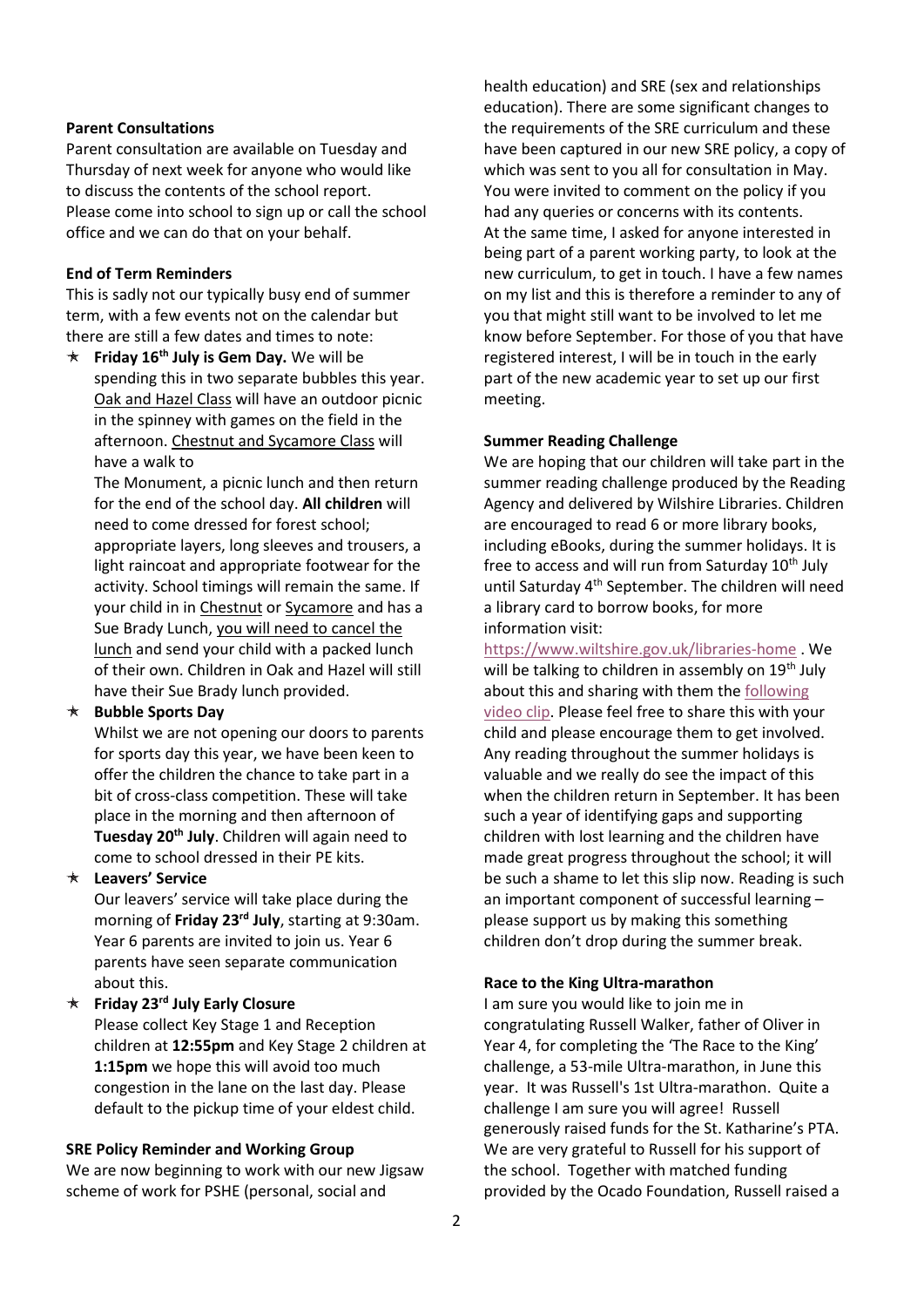**Parent Consultations**

Parent consultation are available on Tuesday and Thursday of next week for anyone who would like to discuss the contents of the school report. Please come into school to sign up or call the school office and we can do that on your behalf.

**End of Term Reminders**

This is sadly not our typically busy end of summer term, with a few events not on the calendar but there are still a few dates and times to note:

- **Friday 16th July is Gem Day.** We will be spending this in two separate bubbles this year. Oak and Hazel Class will have an outdoor picnic in the spinney with games on the field in the afternoon. Chestnut and Sycamore Class will have a walk to The Monument, a picnic lunch and then return for the end of the school day. **All children** will need to come dressed for forest school; appropriate layers, long sleeves and trousers, a light raincoat and appropriate footwear for the activity. School timings will remain the same. If your child in in Chestnut or Sycamore and has a Sue Brady Lunch, you will need to cancel the lunch and send your child with a packed lunch of their own. Children in Oak and Hazel will still have their Sue Brady lunch provided.
- **Bubble Sports Day**
  Whilst we are not opening our doors to parents for sports day this year, we have been keen to offer the children the chance to take part in a bit of cross-class competition. These will take place in the morning and then afternoon of **Tuesday 20th July**. Children will again need to come to school dressed in their PE kits.
- **Leavers' Service**
  Our leavers' service will take place during the morning of **Friday 23rd July**, starting at 9:30am. Year 6 parents are invited to join us. Year 6 parents have seen separate communication about this.
- **Friday 23rd July Early Closure**
  Please collect Key Stage 1 and Reception children at **12:55pm** and Key Stage 2 children at **1:15pm** we hope this will avoid too much congestion in the lane on the last day. Please default to the pickup time of your eldest child.

**SRE Policy Reminder and Working Group**

We are now beginning to work with our new Jigsaw scheme of work for PSHE (personal, social and health education) and SRE (sex and relationships education). There are some significant changes to the requirements of the SRE curriculum and these have been captured in our new SRE policy, a copy of which was sent to you all for consultation in May. You were invited to comment on the policy if you had any queries or concerns with its contents. At the same time, I asked for anyone interested in being part of a parent working party, to look at the new curriculum, to get in touch. I have a few names on my list and this is therefore a reminder to any of you that might still want to be involved to let me know before September. For those of you that have registered interest, I will be in touch in the early part of the new academic year to set up our first meeting.

**Summer Reading Challenge**

We are hoping that our children will take part in the summer reading challenge produced by the Reading Agency and delivered by Wilshire Libraries. Children are encouraged to read 6 or more library books, including eBooks, during the summer holidays. It is free to access and will run from Saturday 10th July until Saturday 4th September. The children will need a library card to borrow books, for more information visit: https://www.wiltshire.gov.uk/libraries-home . We will be talking to children in assembly on 19th July about this and sharing with them the following video clip. Please feel free to share this with your child and please encourage them to get involved. Any reading throughout the summer holidays is valuable and we really do see the impact of this when the children return in September. It has been such a year of identifying gaps and supporting children with lost learning and the children have made great progress throughout the school; it will be such a shame to let this slip now. Reading is such an important component of successful learning – please support us by making this something children don't drop during the summer break.

**Race to the King Ultra-marathon**

I am sure you would like to join me in congratulating Russell Walker, father of Oliver in Year 4, for completing the 'The Race to the King' challenge, a 53-mile Ultra-marathon, in June this year. It was Russell's 1st Ultra-marathon. Quite a challenge I am sure you will agree! Russell generously raised funds for the St. Katharine's PTA. We are very grateful to Russell for his support of the school. Together with matched funding provided by the Ocado Foundation, Russell raised a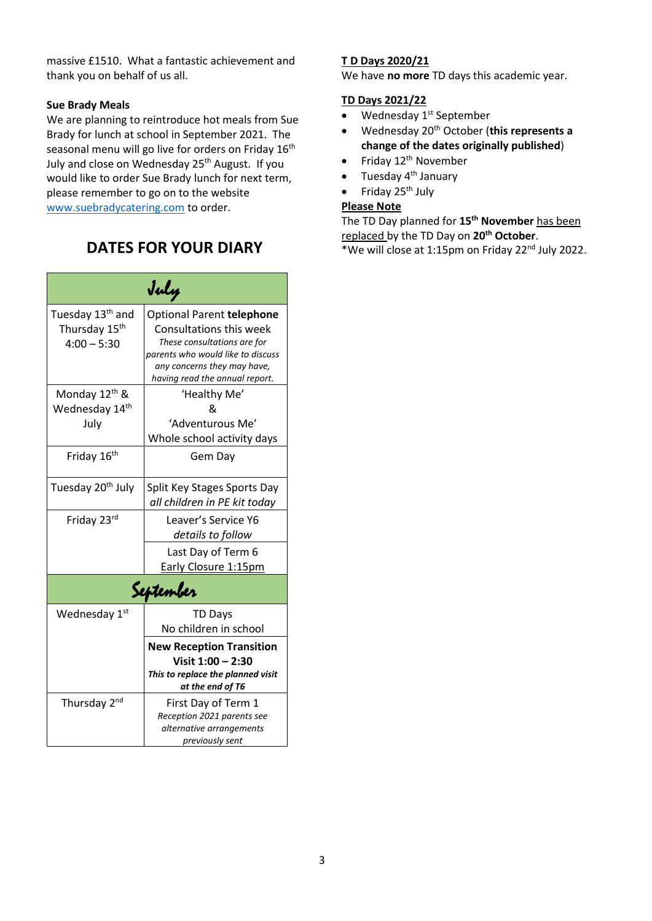massive £1510. What a fantastic achievement and thank you on behalf of us all.

**Sue Brady Meals**

We are planning to reintroduce hot meals from Sue Brady for lunch at school in September 2021. The seasonal menu will go live for orders on Friday 16th July and close on Wednesday 25th August. If you would like to order Sue Brady lunch for next term, please remember to go on to the website www.suebradycatering.com to order.

## DATES FOR YOUR DIARY

| | |
|---|---|
| **July** | |
| Tuesday 13th and Thursday 15th 4:00 – 5:30 | Optional Parent **telephone** Consultations this week *These consultations are for parents who would like to discuss any concerns they may have, having read the annual report.* |
| Monday 12th & Wednesday 14th July | 'Healthy Me' & 'Adventurous Me' Whole school activity days |
| Friday 16th | Gem Day |
| Tuesday 20th July | Split Key Stages Sports Day *all children in PE kit today* |
| Friday 23rd | Leaver's Service Y6 *details to follow* |
| | Last Day of Term 6 Early Closure 1:15pm |
| **September** | |
| Wednesday 1st | TD Days No children in school |
| | **New Reception Transition Visit 1:00 – 2:30** ***This to replace the planned visit at the end of T6*** |
| Thursday 2nd | First Day of Term 1 *Reception 2021 parents see alternative arrangements previously sent* |

**T D Days 2020/21**

We have **no more** TD days this academic year.

**TD Days 2021/22**

- Wednesday 1st September
- Wednesday 20th October (**this represents a change of the dates originally published**)
- Friday 12th November
- Tuesday 4th January
- Friday 25th July

**Please Note**

The TD Day planned for **15th November** has been replaced by the TD Day on **20th October**.

*We will close at 1:15pm on Friday 22nd July 2022.